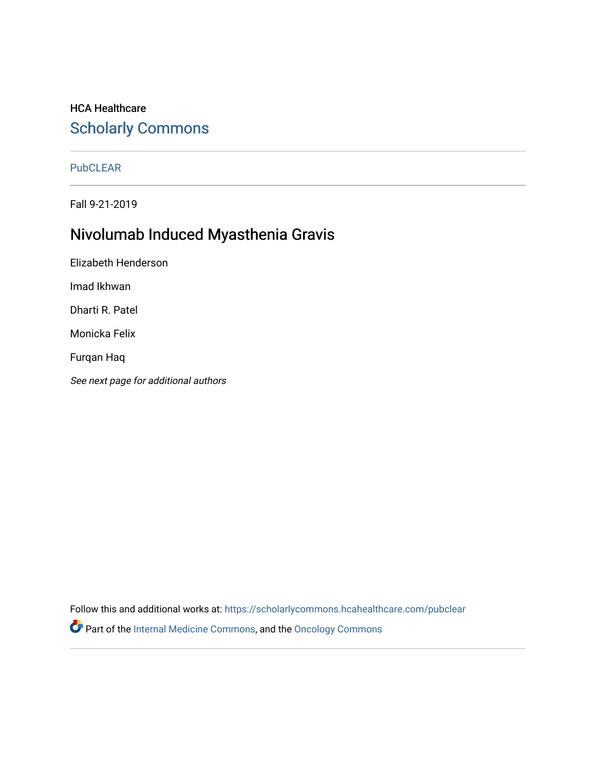HCA Healthcare

Scholarly Commons

PubCLEAR

Fall 9-21-2019

# Nivolumab Induced Myasthenia Gravis

Elizabeth Henderson

Imad Ikhwan

Dharti R. Patel

Monicka Felix

Furqan Haq

*See next page for additional authors*

Follow this and additional works at: https://scholarlycommons.hcahealthcare.com/pubclear

Part of the Internal Medicine Commons, and the Oncology Commons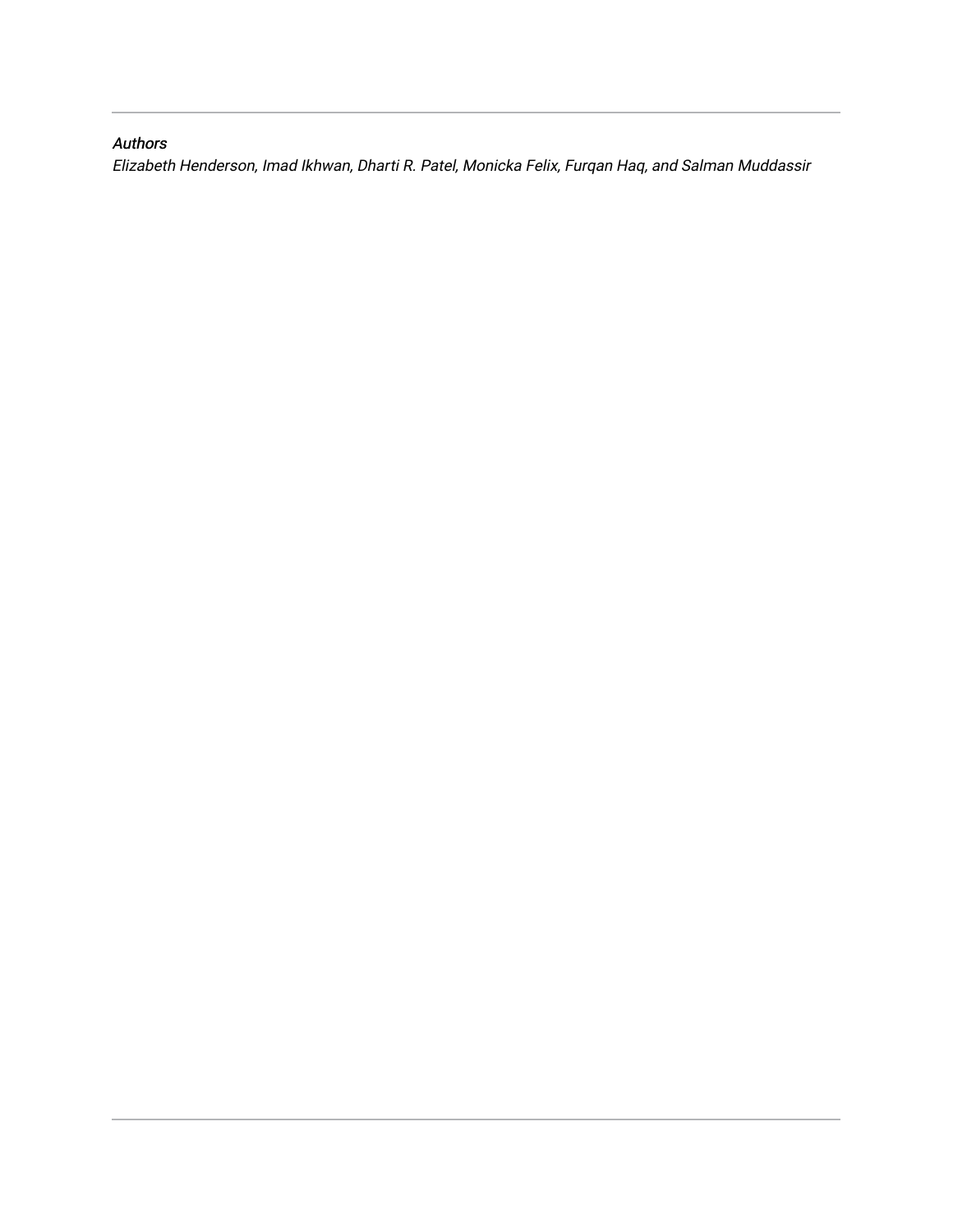*Authors*

*Elizabeth Henderson, Imad Ikhwan, Dharti R. Patel, Monicka Felix, Furqan Haq, and Salman Muddassir*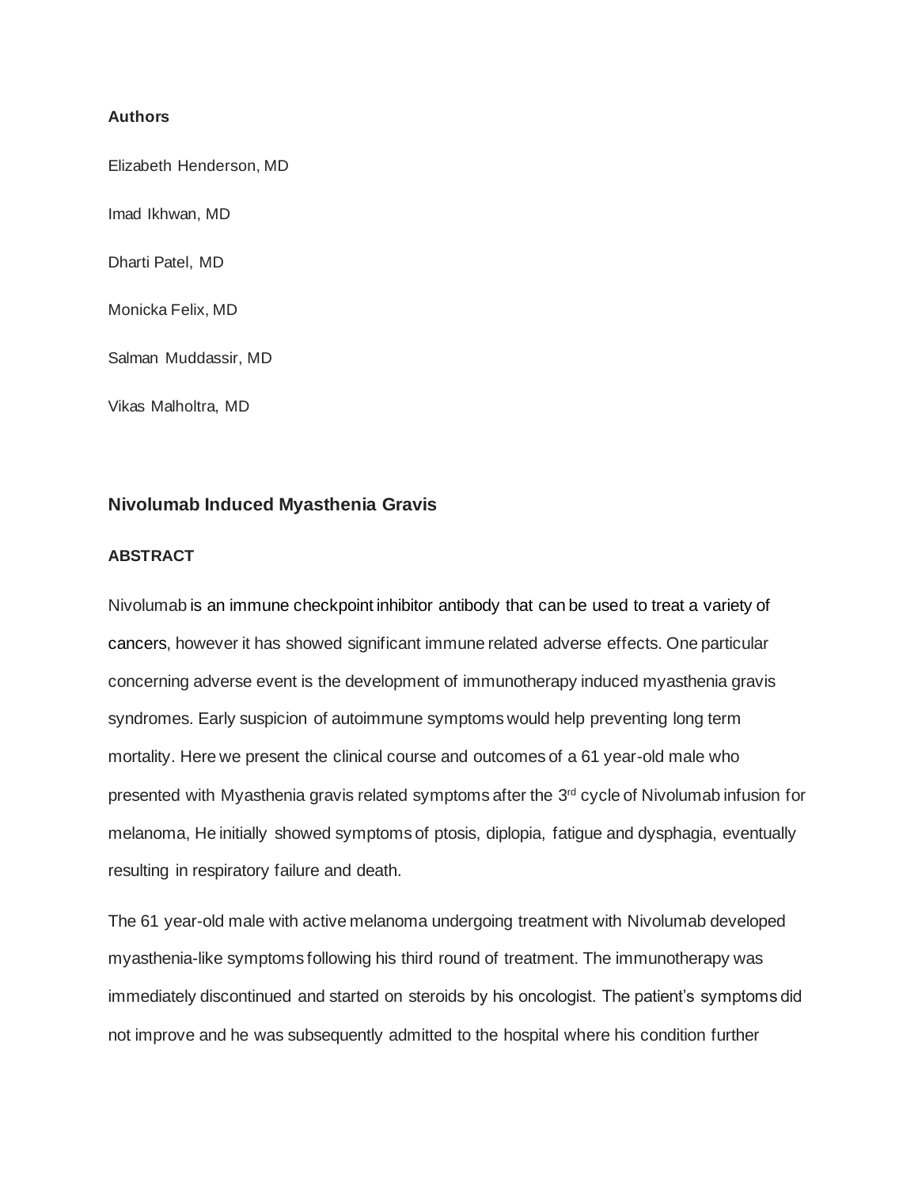**Authors**

Elizabeth Henderson, MD

Imad Ikhwan, MD

Dharti Patel, MD

Monicka Felix, MD

Salman Muddassir, MD

Vikas Malholtra, MD

## Nivolumab Induced Myasthenia Gravis

### ABSTRACT

Nivolumab is an immune checkpoint inhibitor antibody that can be used to treat a variety of cancers, however it has showed significant immune related adverse effects. One particular concerning adverse event is the development of immunotherapy induced myasthenia gravis syndromes. Early suspicion of autoimmune symptoms would help preventing long term mortality. Here we present the clinical course and outcomes of a 61 year-old male who presented with Myasthenia gravis related symptoms after the 3rd cycle of Nivolumab infusion for melanoma, He initially showed symptoms of ptosis, diplopia, fatigue and dysphagia, eventually resulting in respiratory failure and death.

The 61 year-old male with active melanoma undergoing treatment with Nivolumab developed myasthenia-like symptoms following his third round of treatment. The immunotherapy was immediately discontinued and started on steroids by his oncologist. The patient's symptoms did not improve and he was subsequently admitted to the hospital where his condition further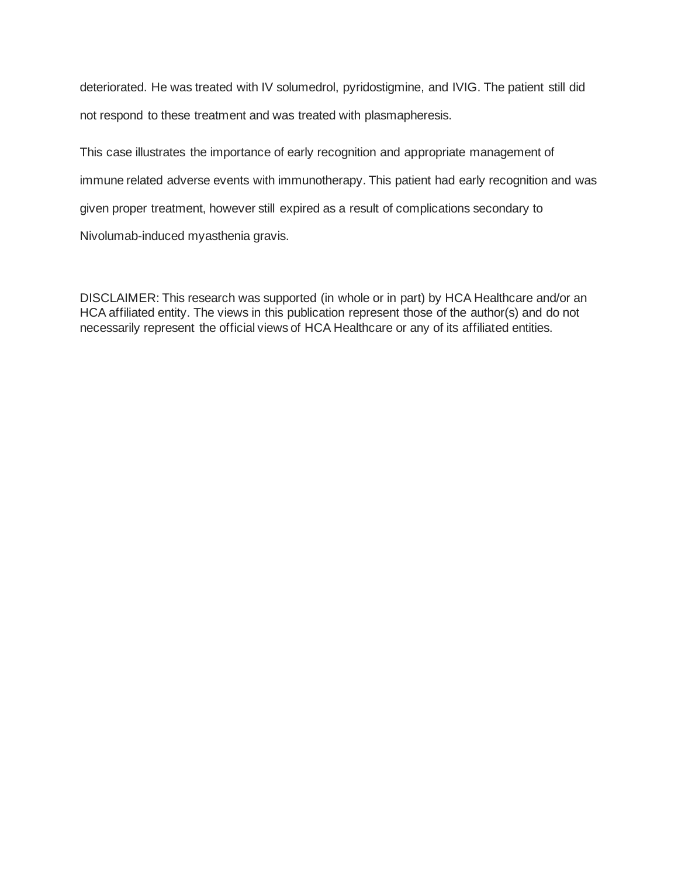deteriorated. He was treated with IV solumedrol, pyridostigmine, and IVIG. The patient still did not respond to these treatment and was treated with plasmapheresis.

This case illustrates the importance of early recognition and appropriate management of immune related adverse events with immunotherapy. This patient had early recognition and was given proper treatment, however still expired as a result of complications secondary to Nivolumab-induced myasthenia gravis.

DISCLAIMER: This research was supported (in whole or in part) by HCA Healthcare and/or an HCA affiliated entity. The views in this publication represent those of the author(s) and do not necessarily represent the official views of HCA Healthcare or any of its affiliated entities.